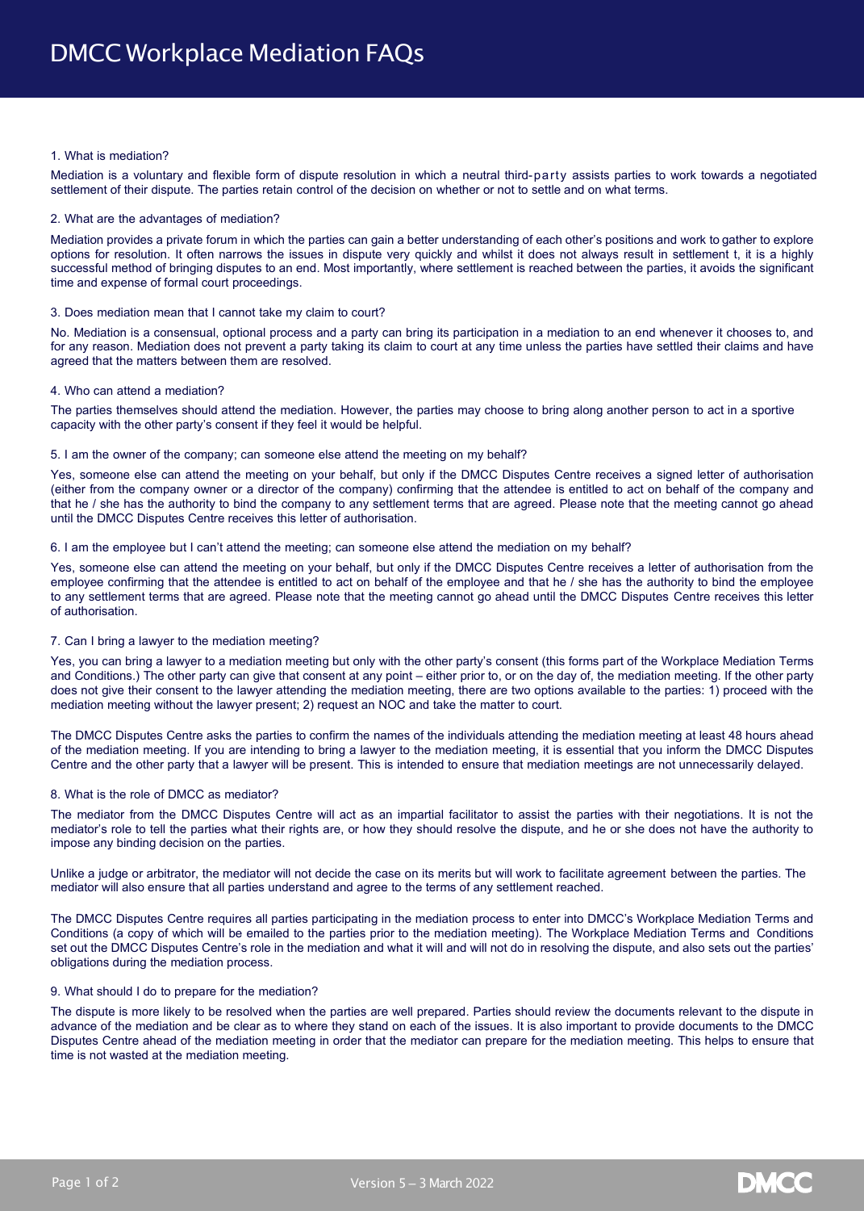# DMCC Workplace Mediation FAQs

1. What is mediation?

Mediation is a voluntary and flexible form of dispute resolution in which a neutral third-party assists parties to work towards a negotiated settlement of their dispute. The parties retain control of the decision on whether or not to settle and on what terms.

2. What are the advantages of mediation?

Mediation provides a private forum in which the parties can gain a better understanding of each other's positions and work to gather to explore options for resolution. It often narrows the issues in dispute very quickly and whilst it does not always result in settlement t, it is a highly successful method of bringing disputes to an end. Most importantly, where settlement is reached between the parties, it avoids the significant time and expense of formal court proceedings.

3. Does mediation mean that I cannot take my claim to court?

No. Mediation is a consensual, optional process and a party can bring its participation in a mediation to an end whenever it chooses to, and for any reason. Mediation does not prevent a party taking its claim to court at any time unless the parties have settled their claims and have agreed that the matters between them are resolved.

4. Who can attend a mediation?

The parties themselves should attend the mediation. However, the parties may choose to bring along another person to act in a sportive capacity with the other party's consent if they feel it would be helpful.

5. I am the owner of the company; can someone else attend the meeting on my behalf?

Yes, someone else can attend the meeting on your behalf, but only if the DMCC Disputes Centre receives a signed letter of authorisation (either from the company owner or a director of the company) confirming that the attendee is entitled to act on behalf of the company and that he / she has the authority to bind the company to any settlement terms that are agreed. Please note that the meeting cannot go ahead until the DMCC Disputes Centre receives this letter of authorisation.

6. I am the employee but I can't attend the meeting; can someone else attend the mediation on my behalf?

Yes, someone else can attend the meeting on your behalf, but only if the DMCC Disputes Centre receives a letter of authorisation from the employee confirming that the attendee is entitled to act on behalf of the employee and that he / she has the authority to bind the employee to any settlement terms that are agreed. Please note that the meeting cannot go ahead until the DMCC Disputes Centre receives this letter of authorisation.

7. Can I bring a lawyer to the mediation meeting?

Yes, you can bring a lawyer to a mediation meeting but only with the other party's consent (this forms part of the Workplace Mediation Terms and Conditions.) The other party can give that consent at any point – either prior to, or on the day of, the mediation meeting. If the other party does not give their consent to the lawyer attending the mediation meeting, there are two options available to the parties: 1) proceed with the mediation meeting without the lawyer present; 2) request an NOC and take the matter to court.

The DMCC Disputes Centre asks the parties to confirm the names of the individuals attending the mediation meeting at least 48 hours ahead of the mediation meeting. If you are intending to bring a lawyer to the mediation meeting, it is essential that you inform the DMCC Disputes Centre and the other party that a lawyer will be present. This is intended to ensure that mediation meetings are not unnecessarily delayed.

8. What is the role of DMCC as mediator?

The mediator from the DMCC Disputes Centre will act as an impartial facilitator to assist the parties with their negotiations. It is not the mediator's role to tell the parties what their rights are, or how they should resolve the dispute, and he or she does not have the authority to impose any binding decision on the parties.

Unlike a judge or arbitrator, the mediator will not decide the case on its merits but will work to facilitate agreement between the parties. The mediator will also ensure that all parties understand and agree to the terms of any settlement reached.

The DMCC Disputes Centre requires all parties participating in the mediation process to enter into DMCC's Workplace Mediation Terms and Conditions (a copy of which will be emailed to the parties prior to the mediation meeting). The Workplace Mediation Terms and Conditions set out the DMCC Disputes Centre's role in the mediation and what it will and will not do in resolving the dispute, and also sets out the parties' obligations during the mediation process.

9. What should I do to prepare for the mediation?

The dispute is more likely to be resolved when the parties are well prepared. Parties should review the documents relevant to the dispute in advance of the mediation and be clear as to where they stand on each of the issues. It is also important to provide documents to the DMCC Disputes Centre ahead of the mediation meeting in order that the mediator can prepare for the mediation meeting. This helps to ensure that time is not wasted at the mediation meeting.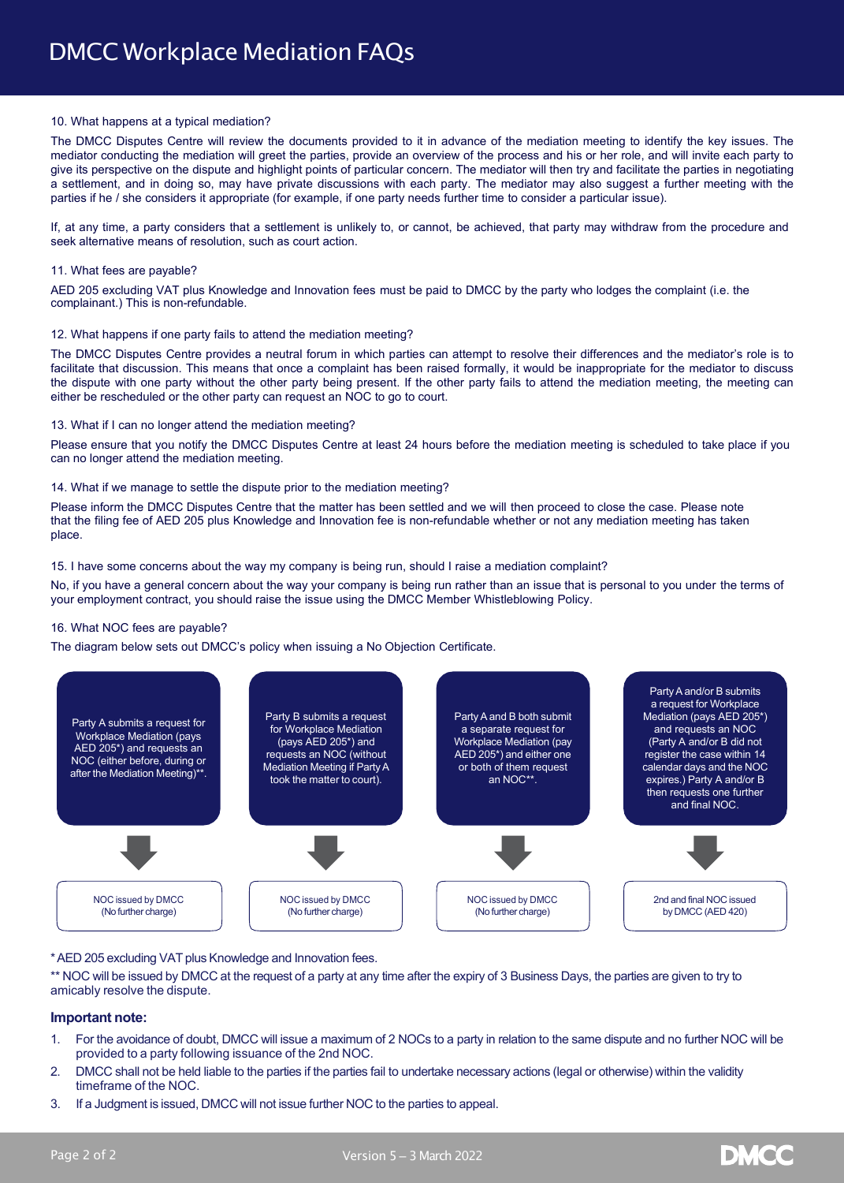10. What happens at a typical mediation?

The DMCC Disputes Centre will review the documents provided to it in advance of the mediation meeting to identify the key issues. The mediator conducting the mediation will greet the parties, provide an overview of the process and his or her role, and will invite each party to give its perspective on the dispute and highlight points of particular concern. The mediator will then try and facilitate the parties in negotiating a settlement, and in doing so, may have private discussions with each party. The mediator may also suggest a further meeting with the parties if he / she considers it appropriate (for example, if one party needs further time to consider a particular issue).

If, at any time, a party considers that a settlement is unlikely to, or cannot, be achieved, that party may withdraw from the procedure and seek alternative means of resolution, such as court action.

11. What fees are payable?

AED 205 excluding VAT plus Knowledge and Innovation fees must be paid to DMCC by the party who lodges the complaint (i.e. the complainant.) This is non-refundable.

12. What happens if one party fails to attend the mediation meeting?

The DMCC Disputes Centre provides a neutral forum in which parties can attempt to resolve their differences and the mediator's role is to facilitate that discussion. This means that once a complaint has been raised formally, it would be inappropriate for the mediator to discuss the dispute with one party without the other party being present. If the other party fails to attend the mediation meeting, the meeting can either be rescheduled or the other party can request an NOC to go to court.

13. What if I can no longer attend the mediation meeting?

Please ensure that you notify the DMCC Disputes Centre at least 24 hours before the mediation meeting is scheduled to take place if you can no longer attend the mediation meeting.

14. What if we manage to settle the dispute prior to the mediation meeting?

Please inform the DMCC Disputes Centre that the matter has been settled and we will then proceed to close the case. Please note that the filing fee of AED 205 plus Knowledge and Innovation fee is non-refundable whether or not any mediation meeting has taken place.

15. I have some concerns about the way my company is being run, should I raise a mediation complaint?

No, if you have a general concern about the way your company is being run rather than an issue that is personal to you under the terms of your employment contract, you should raise the issue using the DMCC Member Whistleblowing Policy.

16. What NOC fees are payable?

The diagram below sets out DMCC's policy when issuing a No Objection Certificate.

Party A submits a request for Workplace Mediation (pays AED 205*) and requests an NOC (either before, during or after the Mediation Meeting)**.
→ NOC issued by DMCC (No further charge)

Party B submits a request for Workplace Mediation (pays AED 205*) and requests an NOC (without Mediation Meeting if Party A took the matter to court).
→ NOC issued by DMCC (No further charge)

Party A and B both submit a separate request for Workplace Mediation (pay AED 205*) and either one or both of them request an NOC**.
→ NOC issued by DMCC (No further charge)

Party A and/or B submits a request for Workplace Mediation (pays AED 205*) and requests an NOC (Party A and/or B did not register the case within 14 calendar days and the NOC expires.) Party A and/or B then requests one further and final NOC.
→ 2nd and final NOC issued by DMCC (AED 420)

* AED 205 excluding VAT plus Knowledge and Innovation fees.

** NOC will be issued by DMCC at the request of a party at any time after the expiry of 3 Business Days, the parties are given to try to amicably resolve the dispute.

**Important note:**

1. For the avoidance of doubt, DMCC will issue a maximum of 2 NOCs to a party in relation to the same dispute and no further NOC will be provided to a party following issuance of the 2nd NOC.
2. DMCC shall not be held liable to the parties if the parties fail to undertake necessary actions (legal or otherwise) within the validity timeframe of the NOC.
3. If a Judgment is issued, DMCC will not issue further NOC to the parties to appeal.